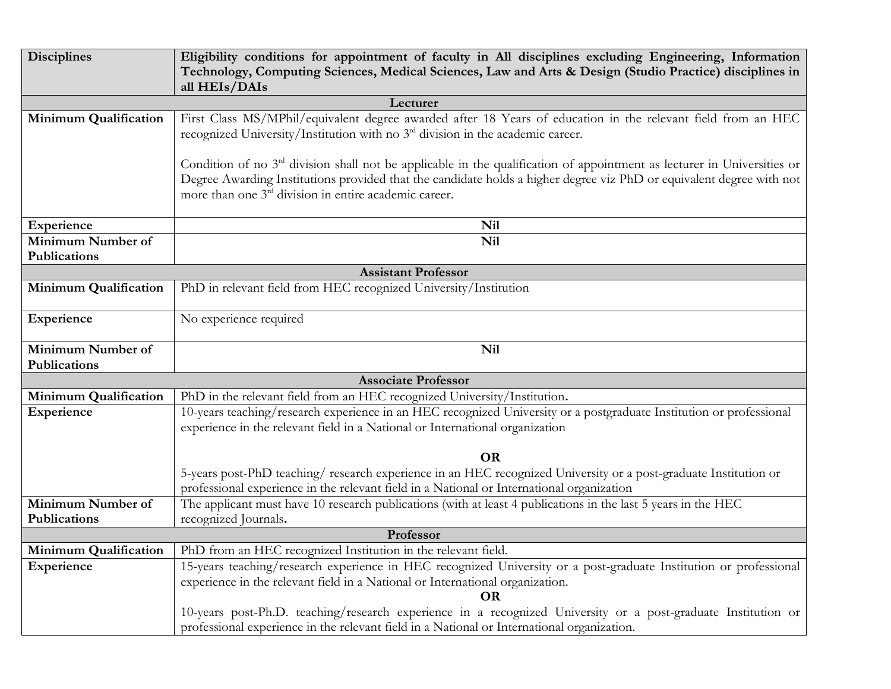| Disciplines | Eligibility conditions for appointment of faculty in All disciplines excluding Engineering, Information Technology, Computing Sciences, Medical Sciences, Law and Arts & Design (Studio Practice) disciplines in all HEIs/DAIs |
|---|---|
| **Lecturer** | |
| **Minimum Qualification** | First Class MS/MPhil/equivalent degree awarded after 18 Years of education in the relevant field from an HEC recognized University/Institution with no 3rd division in the academic career.<br><br>Condition of no 3rd division shall not be applicable in the qualification of appointment as lecturer in Universities or Degree Awarding Institutions provided that the candidate holds a higher degree viz PhD or equivalent degree with not more than one 3rd division in entire academic career. |
| **Experience** | **Nil** |
| **Minimum Number of Publications** | **Nil** |
| **Assistant Professor** | |
| **Minimum Qualification** | PhD in relevant field from HEC recognized University/Institution |
| **Experience** | No experience required |
| **Minimum Number of Publications** | **Nil** |
| **Associate Professor** | |
| **Minimum Qualification** | PhD in the relevant field from an HEC recognized University/Institution**.** |
| **Experience** | 10-years teaching/research experience in an HEC recognized University or a postgraduate Institution or professional experience in the relevant field in a National or International organization<br><br>**OR**<br><br>5-years post-PhD teaching/ research experience in an HEC recognized University or a post-graduate Institution or professional experience in the relevant field in a National or International organization |
| **Minimum Number of Publications** | The applicant must have 10 research publications (with at least 4 publications in the last 5 years in the HEC recognized Journals**.** |
| **Professor** | |
| **Minimum Qualification** | PhD from an HEC recognized Institution in the relevant field. |
| **Experience** | 15-years teaching/research experience in HEC recognized University or a post-graduate Institution or professional experience in the relevant field in a National or International organization.<br>**OR**<br>10-years post-Ph.D. teaching/research experience in a recognized University or a post-graduate Institution or professional experience in the relevant field in a National or International organization. |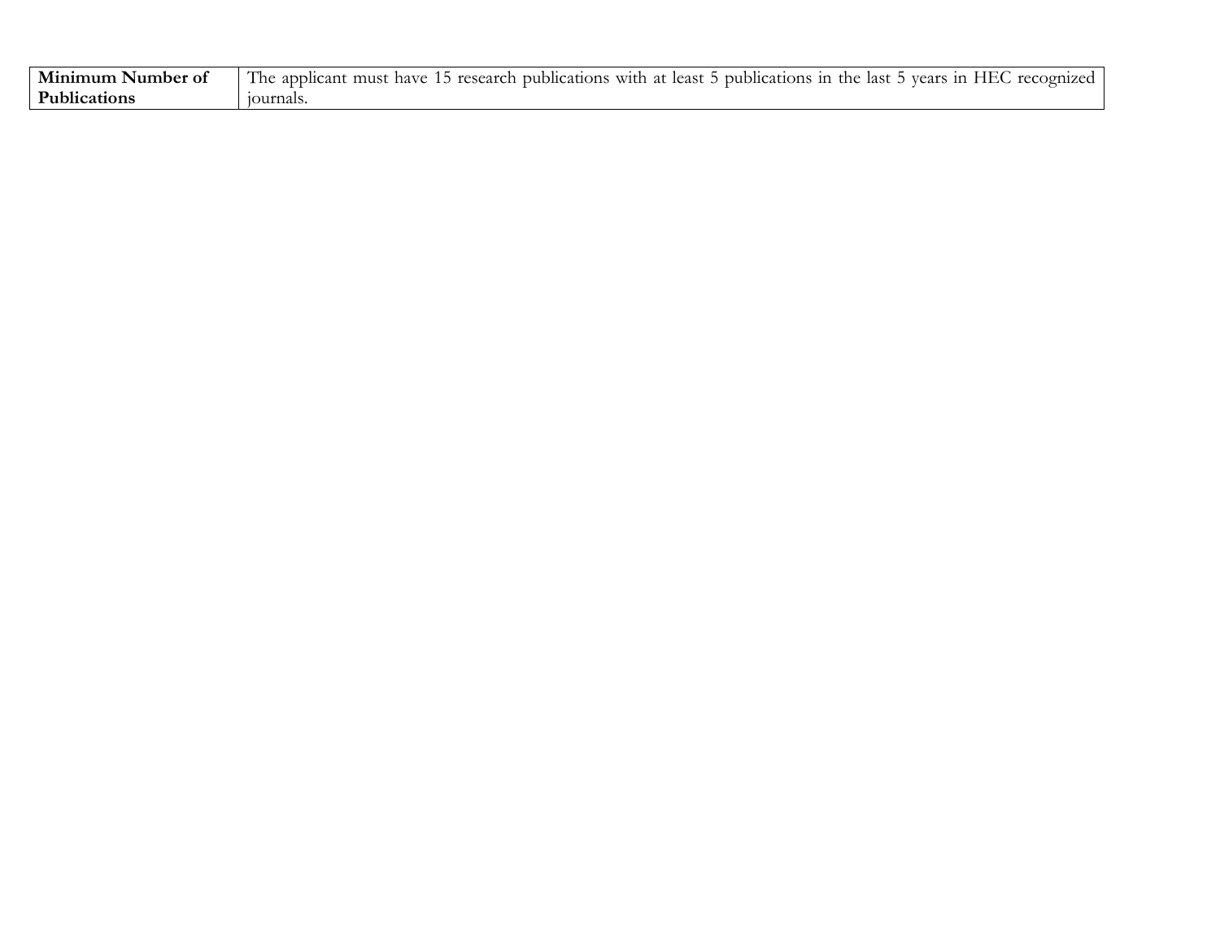| | |
|---|---|
| **Minimum Number of Publications** | The applicant must have 15 research publications with at least 5 publications in the last 5 years in HEC recognized journals. |